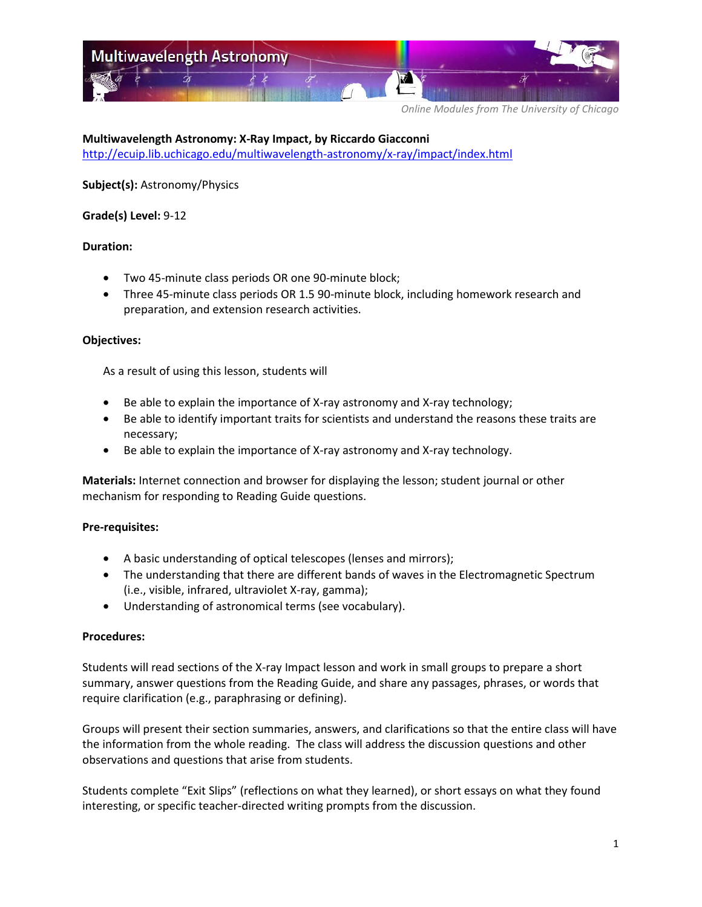Multiwavelength Astronomy

*Online Modules from The University of Chicago*

**Multiwavelength Astronomy: X-Ray Impact, by Riccardo Giacconni**
http://ecuip.lib.uchicago.edu/multiwavelength-astronomy/x-ray/impact/index.html

**Subject(s):** Astronomy/Physics

**Grade(s) Level:** 9-12

**Duration:**

- Two 45-minute class periods OR one 90-minute block;
- Three 45-minute class periods OR 1.5 90-minute block, including homework research and preparation, and extension research activities.

**Objectives:**

As a result of using this lesson, students will

- Be able to explain the importance of X-ray astronomy and X-ray technology;
- Be able to identify important traits for scientists and understand the reasons these traits are necessary;
- Be able to explain the importance of X-ray astronomy and X-ray technology.

**Materials:** Internet connection and browser for displaying the lesson; student journal or other mechanism for responding to Reading Guide questions.

**Pre-requisites:**

- A basic understanding of optical telescopes (lenses and mirrors);
- The understanding that there are different bands of waves in the Electromagnetic Spectrum (i.e., visible, infrared, ultraviolet X-ray, gamma);
- Understanding of astronomical terms (see vocabulary).

**Procedures:**

Students will read sections of the X-ray Impact lesson and work in small groups to prepare a short summary, answer questions from the Reading Guide, and share any passages, phrases, or words that require clarification (e.g., paraphrasing or defining).

Groups will present their section summaries, answers, and clarifications so that the entire class will have the information from the whole reading. The class will address the discussion questions and other observations and questions that arise from students.

Students complete "Exit Slips" (reflections on what they learned), or short essays on what they found interesting, or specific teacher-directed writing prompts from the discussion.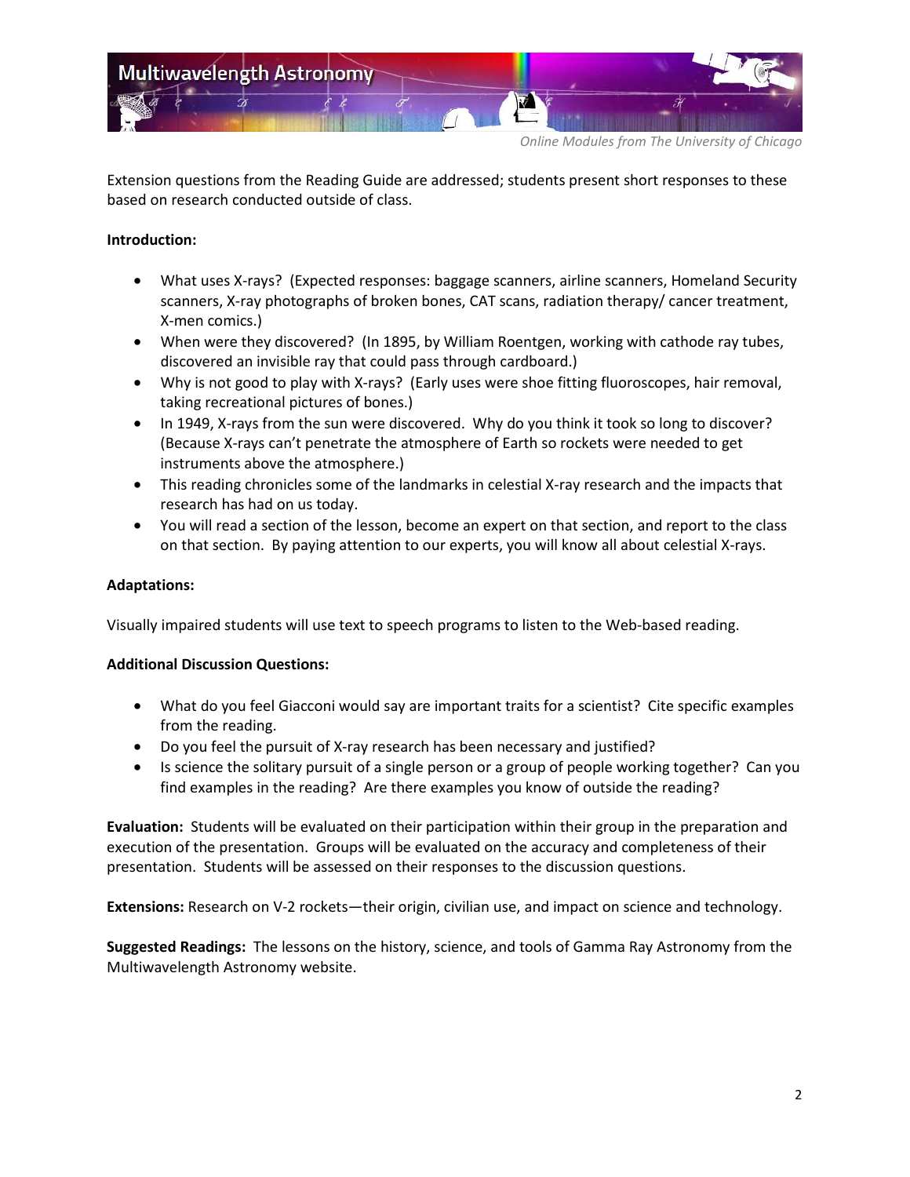Extension questions from the Reading Guide are addressed; students present short responses to these based on research conducted outside of class.

**Introduction:**

- What uses X-rays? (Expected responses: baggage scanners, airline scanners, Homeland Security scanners, X-ray photographs of broken bones, CAT scans, radiation therapy/ cancer treatment, X-men comics.)
- When were they discovered? (In 1895, by William Roentgen, working with cathode ray tubes, discovered an invisible ray that could pass through cardboard.)
- Why is not good to play with X-rays? (Early uses were shoe fitting fluoroscopes, hair removal, taking recreational pictures of bones.)
- In 1949, X-rays from the sun were discovered. Why do you think it took so long to discover? (Because X-rays can't penetrate the atmosphere of Earth so rockets were needed to get instruments above the atmosphere.)
- This reading chronicles some of the landmarks in celestial X-ray research and the impacts that research has had on us today.
- You will read a section of the lesson, become an expert on that section, and report to the class on that section. By paying attention to our experts, you will know all about celestial X-rays.

**Adaptations:**

Visually impaired students will use text to speech programs to listen to the Web-based reading.

**Additional Discussion Questions:**

- What do you feel Giacconi would say are important traits for a scientist? Cite specific examples from the reading.
- Do you feel the pursuit of X-ray research has been necessary and justified?
- Is science the solitary pursuit of a single person or a group of people working together? Can you find examples in the reading? Are there examples you know of outside the reading?

**Evaluation:** Students will be evaluated on their participation within their group in the preparation and execution of the presentation. Groups will be evaluated on the accuracy and completeness of their presentation. Students will be assessed on their responses to the discussion questions.

**Extensions:** Research on V-2 rockets—their origin, civilian use, and impact on science and technology.

**Suggested Readings:** The lessons on the history, science, and tools of Gamma Ray Astronomy from the Multiwavelength Astronomy website.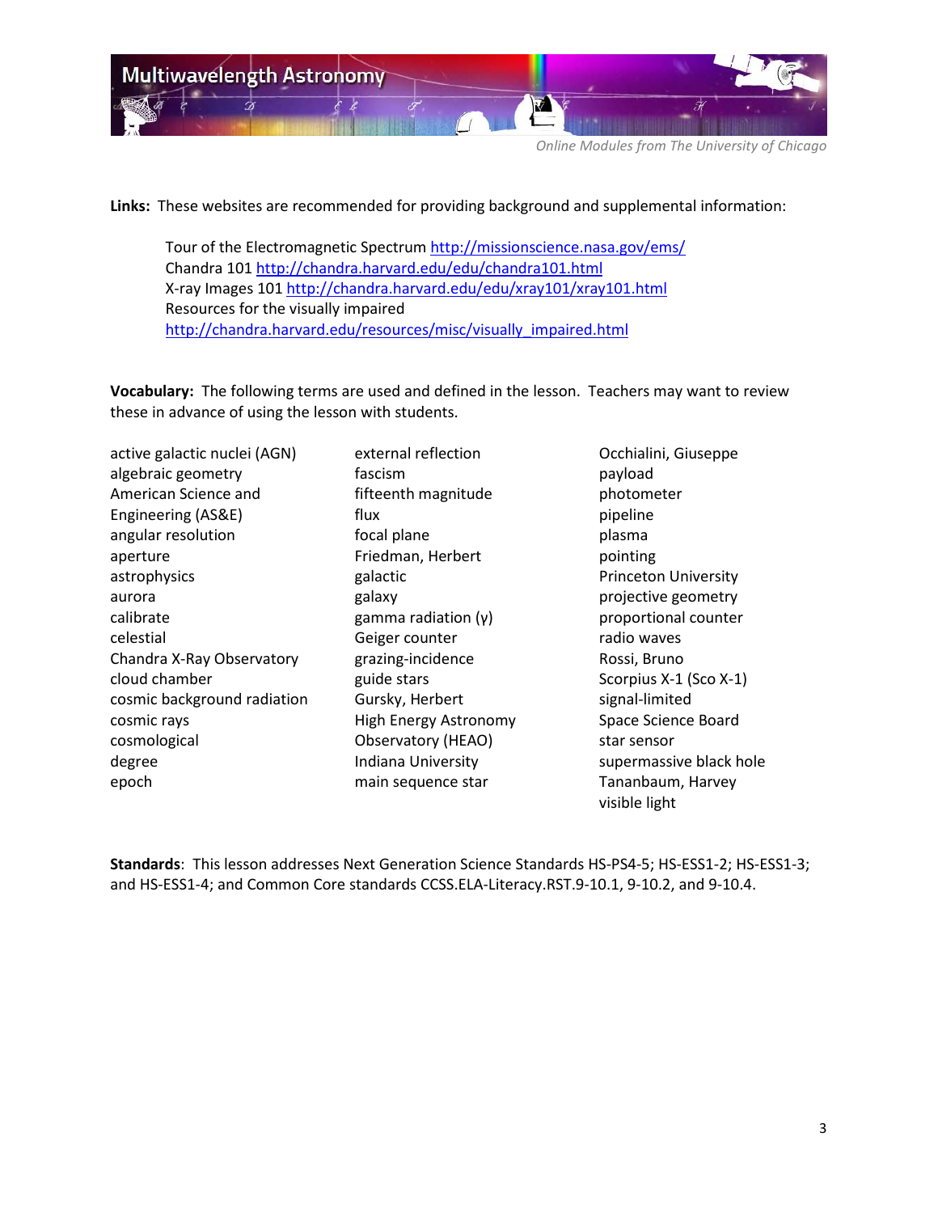**Links:** These websites are recommended for providing background and supplemental information:

Tour of the Electromagnetic Spectrum http://missionscience.nasa.gov/ems/
Chandra 101 http://chandra.harvard.edu/edu/chandra101.html
X-ray Images 101 http://chandra.harvard.edu/edu/xray101/xray101.html
Resources for the visually impaired
http://chandra.harvard.edu/resources/misc/visually_impaired.html

**Vocabulary:** The following terms are used and defined in the lesson. Teachers may want to review these in advance of using the lesson with students.

active galactic nuclei (AGN)
algebraic geometry
American Science and Engineering (AS&E)
angular resolution
aperture
astrophysics
aurora
calibrate
celestial
Chandra X-Ray Observatory
cloud chamber
cosmic background radiation
cosmic rays
cosmological
degree
epoch
external reflection
fascism
fifteenth magnitude
flux
focal plane
Friedman, Herbert
galactic
galaxy
gamma radiation (γ)
Geiger counter
grazing-incidence
guide stars
Gursky, Herbert
High Energy Astronomy Observatory (HEAO)
Indiana University
main sequence star
Occhialini, Giuseppe
payload
photometer
pipeline
plasma
pointing
Princeton University
projective geometry
proportional counter
radio waves
Rossi, Bruno
Scorpius X-1 (Sco X-1)
signal-limited
Space Science Board
star sensor
supermassive black hole
Tananbaum, Harvey
visible light

**Standards**: This lesson addresses Next Generation Science Standards HS-PS4-5; HS-ESS1-2; HS-ESS1-3; and HS-ESS1-4; and Common Core standards CCSS.ELA-Literacy.RST.9-10.1, 9-10.2, and 9-10.4.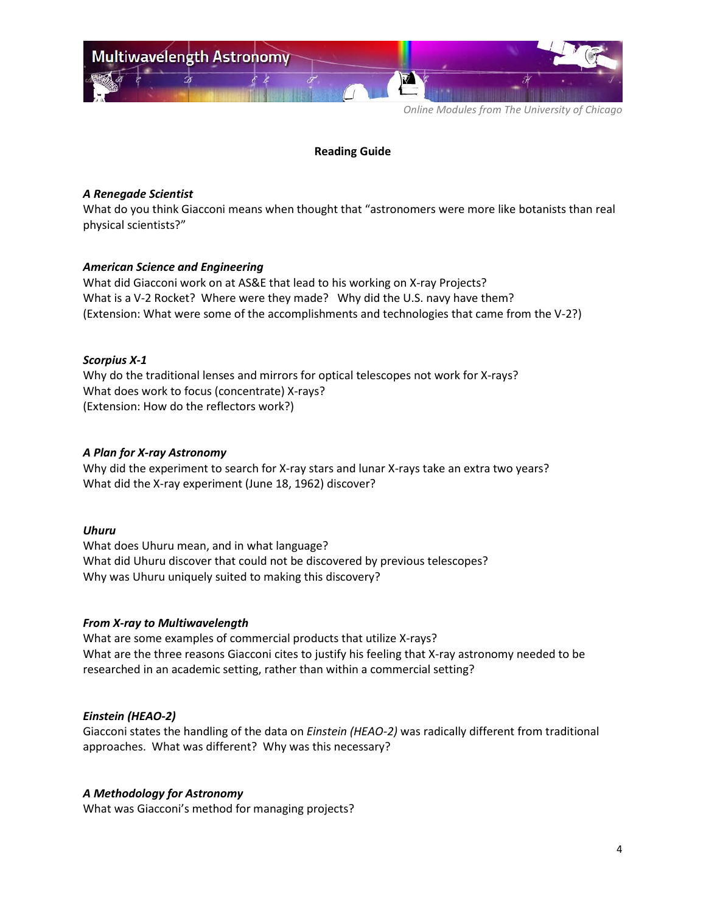## Reading Guide

***A Renegade Scientist***

What do you think Giacconi means when thought that "astronomers were more like botanists than real physical scientists?"

***American Science and Engineering***

What did Giacconi work on at AS&E that lead to his working on X-ray Projects?
What is a V-2 Rocket? Where were they made? Why did the U.S. navy have them?
(Extension: What were some of the accomplishments and technologies that came from the V-2?)

***Scorpius X-1***

Why do the traditional lenses and mirrors for optical telescopes not work for X-rays?
What does work to focus (concentrate) X-rays?
(Extension: How do the reflectors work?)

***A Plan for X-ray Astronomy***

Why did the experiment to search for X-ray stars and lunar X-rays take an extra two years?
What did the X-ray experiment (June 18, 1962) discover?

***Uhuru***

What does Uhuru mean, and in what language?
What did Uhuru discover that could not be discovered by previous telescopes?
Why was Uhuru uniquely suited to making this discovery?

***From X-ray to Multiwavelength***

What are some examples of commercial products that utilize X-rays?
What are the three reasons Giacconi cites to justify his feeling that X-ray astronomy needed to be researched in an academic setting, rather than within a commercial setting?

***Einstein (HEAO-2)***

Giacconi states the handling of the data on *Einstein (HEAO-2)* was radically different from traditional approaches. What was different? Why was this necessary?

***A Methodology for Astronomy***

What was Giacconi's method for managing projects?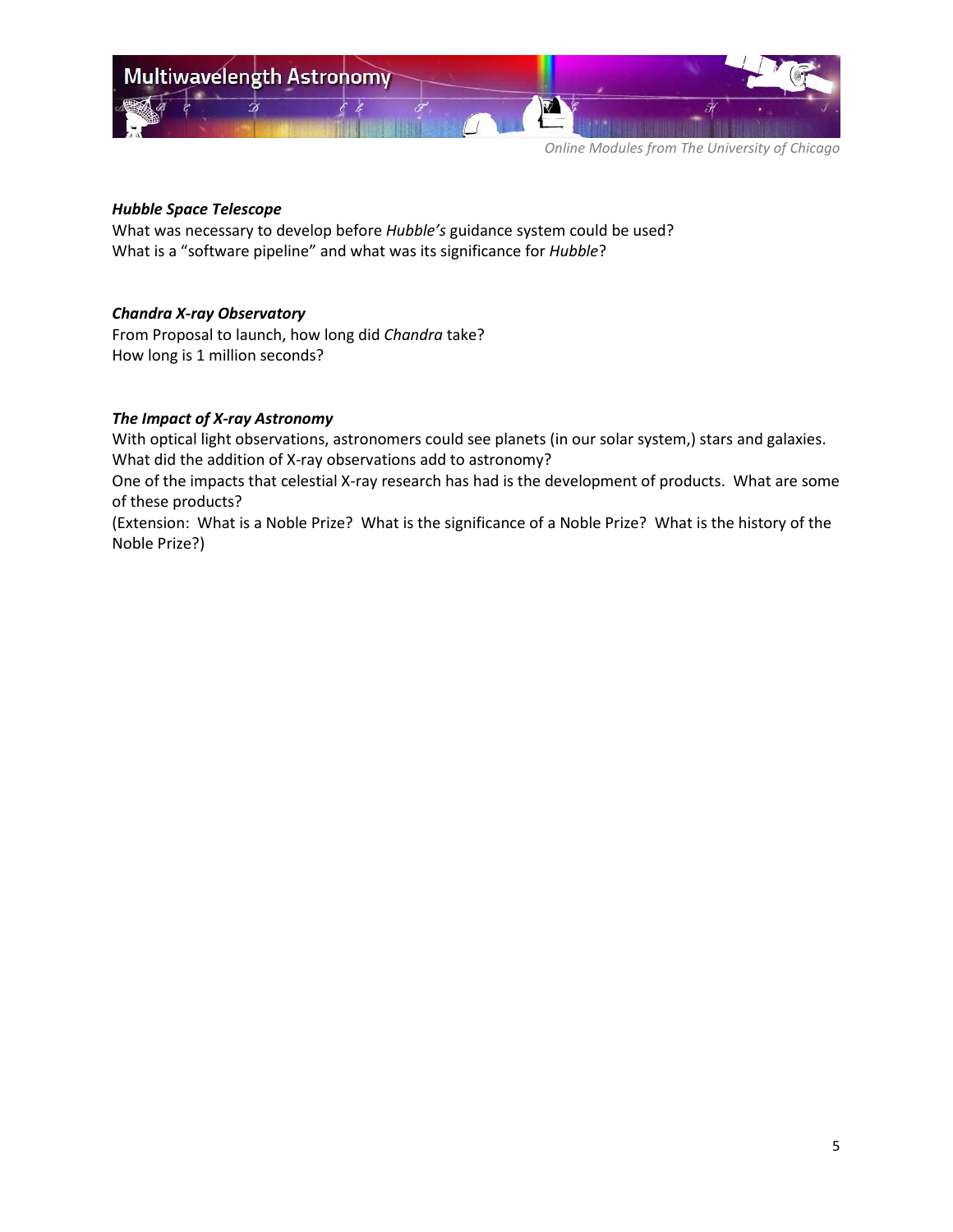***Hubble Space Telescope***

What was necessary to develop before *Hubble's* guidance system could be used?
What is a "software pipeline" and what was its significance for *Hubble*?

***Chandra X-ray Observatory***

From Proposal to launch, how long did *Chandra* take?
How long is 1 million seconds?

***The Impact of X-ray Astronomy***

With optical light observations, astronomers could see planets (in our solar system,) stars and galaxies. What did the addition of X-ray observations add to astronomy?
One of the impacts that celestial X-ray research has had is the development of products. What are some of these products?
(Extension: What is a Noble Prize? What is the significance of a Noble Prize? What is the history of the Noble Prize?)